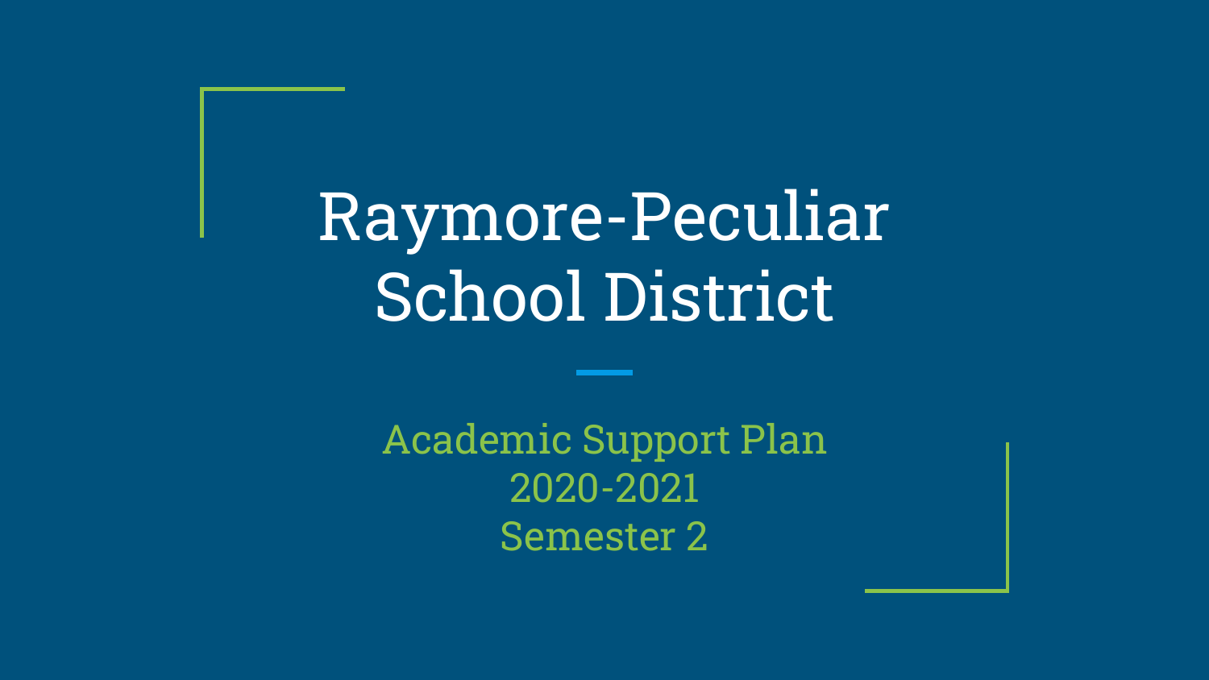# Raymore-Peculiar School District

## Academic Support Plan
## 2020-2021
## Semester 2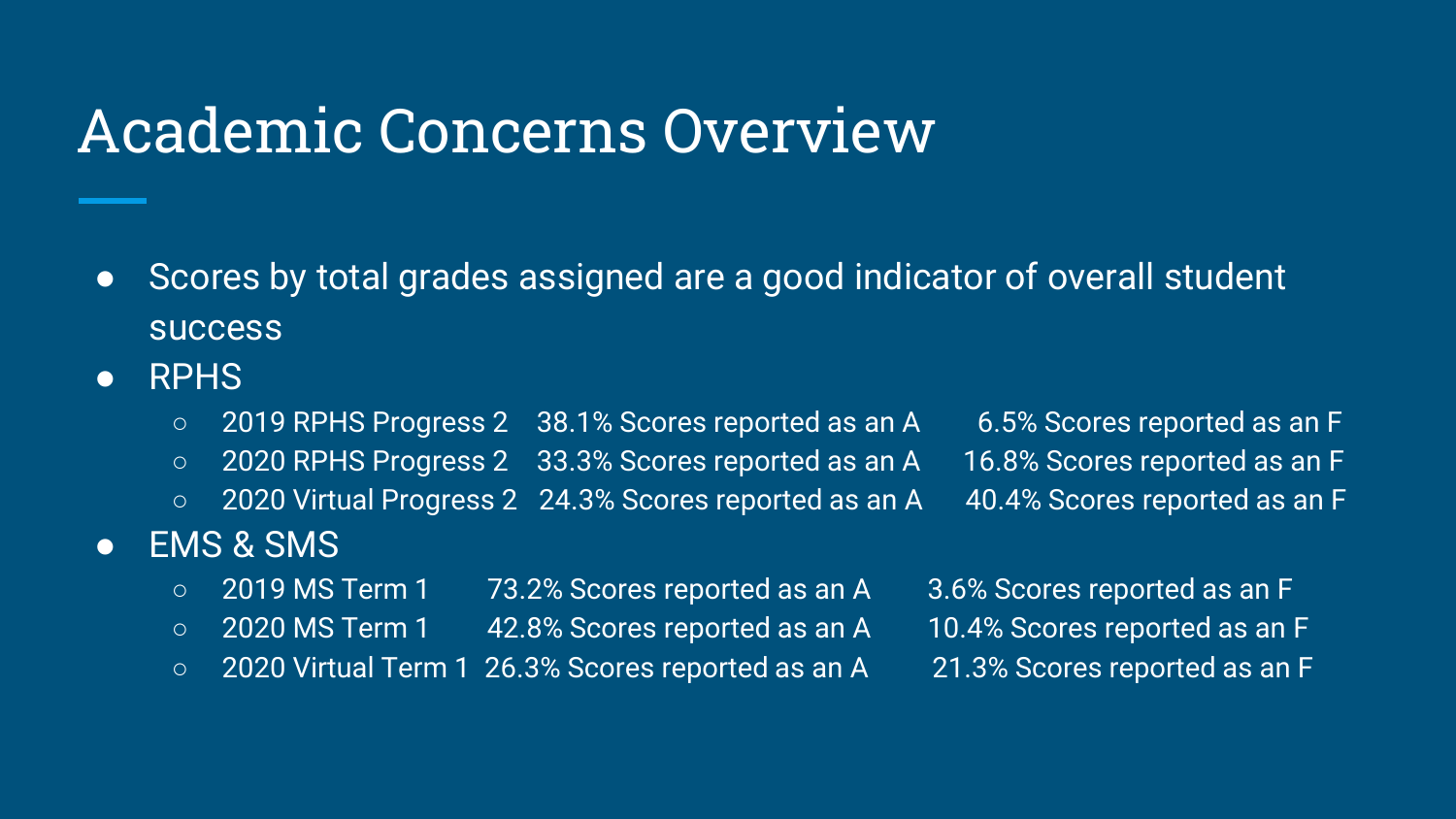# Academic Concerns Overview

- Scores by total grades assigned are a good indicator of overall student success
- RPHS
  - 2019 RPHS Progress 2 38.1% Scores reported as an A 6.5% Scores reported as an F
  - 2020 RPHS Progress 2 33.3% Scores reported as an A 16.8% Scores reported as an F
  - 2020 Virtual Progress 2 24.3% Scores reported as an A 40.4% Scores reported as an F
- EMS & SMS
  - 2019 MS Term 1 73.2% Scores reported as an A 3.6% Scores reported as an F
  - 2020 MS Term 1 42.8% Scores reported as an A 10.4% Scores reported as an F
  - 2020 Virtual Term 1 26.3% Scores reported as an A 21.3% Scores reported as an F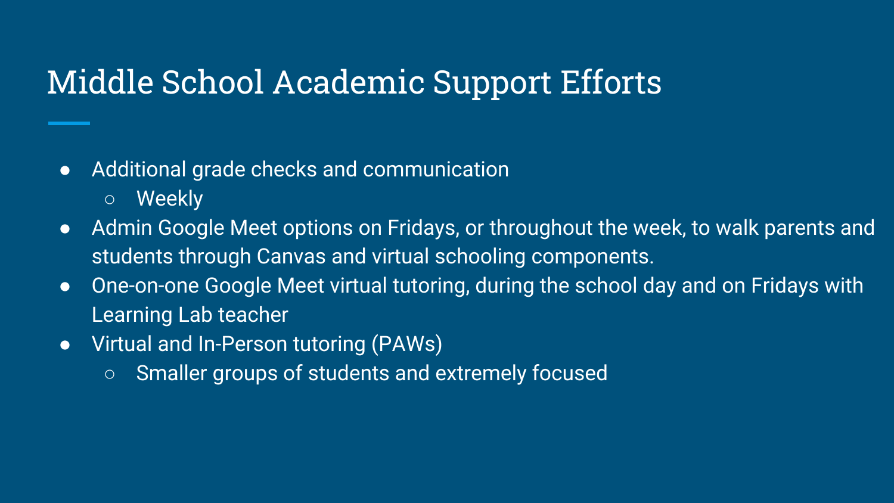# Middle School Academic Support Efforts

- Additional grade checks and communication
  - Weekly
- Admin Google Meet options on Fridays, or throughout the week, to walk parents and students through Canvas and virtual schooling components.
- One-on-one Google Meet virtual tutoring, during the school day and on Fridays with Learning Lab teacher
- Virtual and In-Person tutoring (PAWs)
  - Smaller groups of students and extremely focused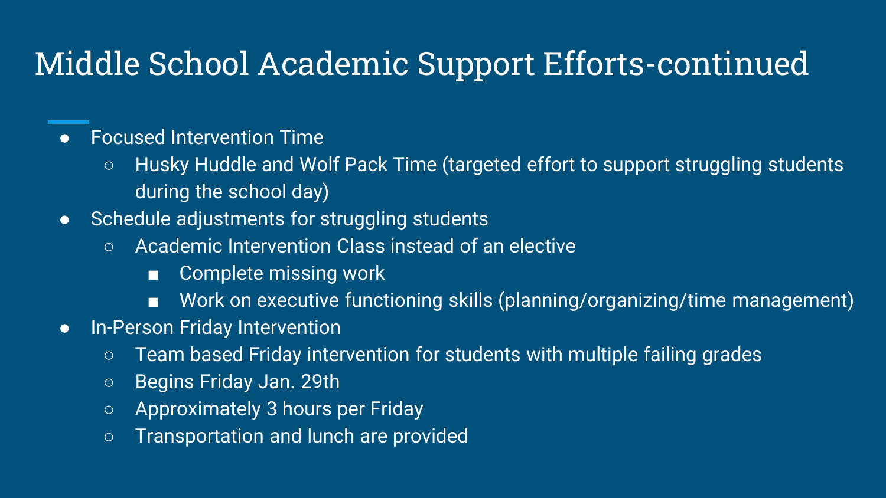# Middle School Academic Support Efforts-continued

- Focused Intervention Time
  - Husky Huddle and Wolf Pack Time (targeted effort to support struggling students during the school day)
- Schedule adjustments for struggling students
  - Academic Intervention Class instead of an elective
    - Complete missing work
    - Work on executive functioning skills (planning/organizing/time management)
- In-Person Friday Intervention
  - Team based Friday intervention for students with multiple failing grades
  - Begins Friday Jan. 29th
  - Approximately 3 hours per Friday
  - Transportation and lunch are provided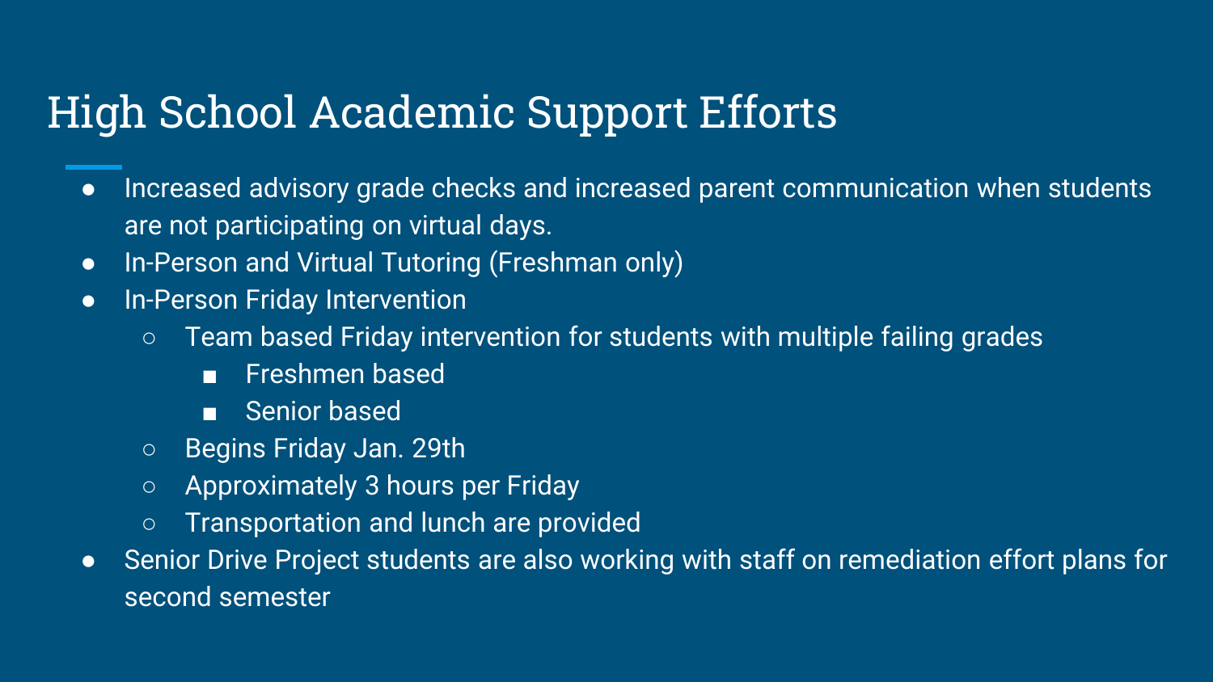# High School Academic Support Efforts

- Increased advisory grade checks and increased parent communication when students are not participating on virtual days.
- In-Person and Virtual Tutoring (Freshman only)
- In-Person Friday Intervention
  - Team based Friday intervention for students with multiple failing grades
    - Freshmen based
    - Senior based
  - Begins Friday Jan. 29th
  - Approximately 3 hours per Friday
  - Transportation and lunch are provided
- Senior Drive Project students are also working with staff on remediation effort plans for second semester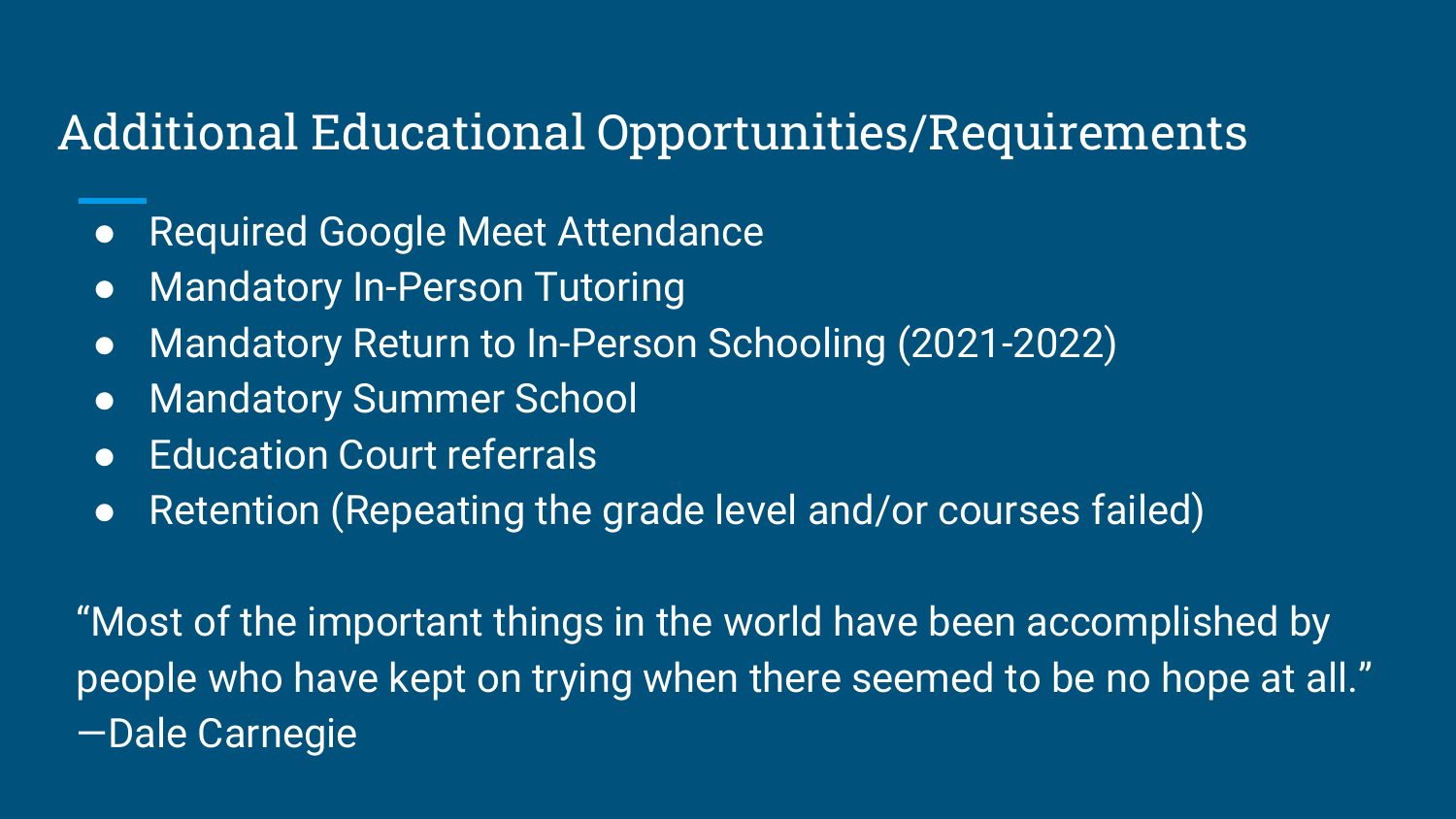# Additional Educational Opportunities/Requirements

- Required Google Meet Attendance
- Mandatory In-Person Tutoring
- Mandatory Return to In-Person Schooling (2021-2022)
- Mandatory Summer School
- Education Court referrals
- Retention (Repeating the grade level and/or courses failed)

"Most of the important things in the world have been accomplished by people who have kept on trying when there seemed to be no hope at all." —Dale Carnegie